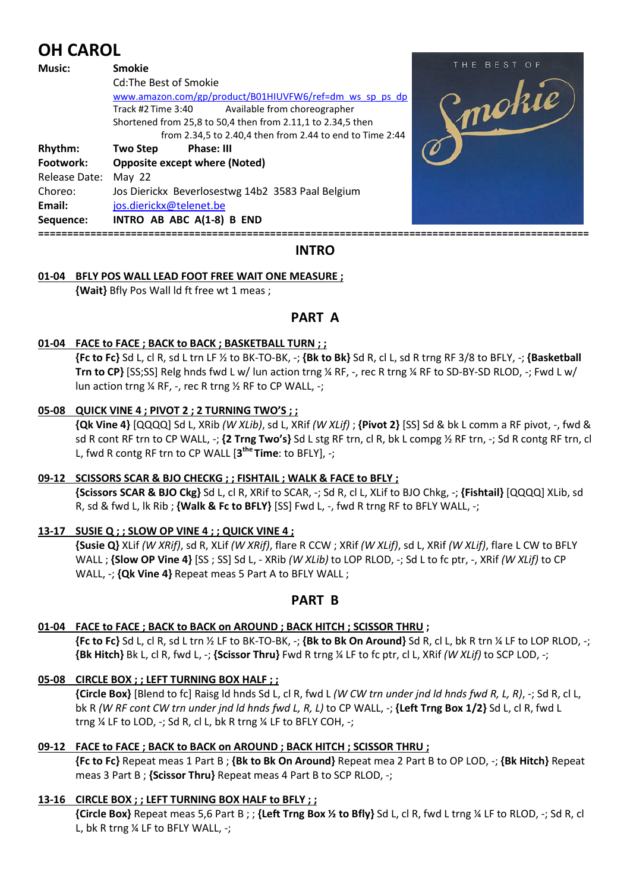# OH CAROL

**Music:** **Smokie**
Cd:The Best of Smokie
[www.amazon.com/gp/product/B01HIUVFW6/ref=dm_ws_sp_ps_dp](www.amazon.com/gp/product/B01HIUVFW6/ref=dm_ws_sp_ps_dp)
Track #2 Time 3:40 Available from choreographer
Shortened from 25,8 to 50,4 then from 2.11,1 to 2.34,5 then from 2.34,5 to 2.40,4 then from 2.44 to end to Time 2:44

**Rhythm:** **Two Step** **Phase: III**
**Footwork:** **Opposite except where (Noted)**
Release Date: May 22
Choreo: Jos Dierickx Beverlosestwg 14b2 3583 Paal Belgium
**Email:** [jos.dierickx@telenet.be](mailto:jos.dierickx@telenet.be)
**Sequence:** **INTRO AB ABC A(1-8) B END**

## INTRO

**01-04 BFLY POS WALL LEAD FOOT FREE WAIT ONE MEASURE ;**
**{Wait}** Bfly Pos Wall ld ft free wt 1 meas ;

## PART A

**01-04 FACE to FACE ; BACK to BACK ; BASKETBALL TURN ; ;**
**{Fc to Fc}** Sd L, cl R, sd L trn LF ½ to BK-TO-BK, -; **{Bk to Bk}** Sd R, cl L, sd R trng RF 3/8 to BFLY, -; **{Basketball Trn to CP}** [SS;SS] Relg hnds fwd L w/ lun action trng ¼ RF, -, rec R trng ¼ RF to SD-BY-SD RLOD, -; Fwd L w/ lun action trng ¼ RF, -, rec R trng ½ RF to CP WALL, -;

**05-08 QUICK VINE 4 ; PIVOT 2 ; 2 TURNING TWO'S ; ;**
**{Qk Vine 4}** [QQQQ] Sd L, XRib *(W XLib)*, sd L, XRif *(W XLif)* ; **{Pivot 2}** [SS] Sd & bk L comm a RF pivot, -, fwd & sd R cont RF trn to CP WALL, -; **{2 Trng Two's}** Sd L stg RF trn, cl R, bk L compg ½ RF trn, -; Sd R contg RF trn, cl L, fwd R contg RF trn to CP WALL [3[the] **Time**: to BFLY], -;

**09-12 SCISSORS SCAR & BJO CHECKG ; ; FISHTAIL ; WALK & FACE to BFLY ;**
**{Scissors SCAR & BJO Ckg}** Sd L, cl R, XRif to SCAR, -; Sd R, cl L, XLif to BJO Chkg, -; **{Fishtail}** [QQQQ] XLib, sd R, sd & fwd L, lk Rib ; **{Walk & Fc to BFLY}** [SS] Fwd L, -, fwd R trng RF to BFLY WALL, -;

**13-17 SUSIE Q ; ; SLOW OP VINE 4 ; ; QUICK VINE 4 ;**
**{Susie Q}** XLif *(W XRif)*, sd R, XLif *(W XRif)*, flare R CCW ; XRif *(W XLif)*, sd L, XRif *(W XLif)*, flare L CW to BFLY WALL ; **{Slow OP Vine 4}** [SS ; SS] Sd L, - XRib *(W XLib)* to LOP RLOD, -; Sd L to fc ptr, -, XRif *(W XLif)* to CP WALL, -; **{Qk Vine 4}** Repeat meas 5 Part A to BFLY WALL ;

## PART B

**01-04 FACE to FACE ; BACK to BACK on AROUND ; BACK HITCH ; SCISSOR THRU ;**
**{Fc to Fc}** Sd L, cl R, sd L trn ½ LF to BK-TO-BK, -; **{Bk to Bk On Around}** Sd R, cl L, bk R trn ¼ LF to LOP RLOD, -; **{Bk Hitch}** Bk L, cl R, fwd L, -; **{Scissor Thru}** Fwd R trng ¼ LF to fc ptr, cl L, XRif *(W XLif)* to SCP LOD, -;

**05-08 CIRCLE BOX ; ; LEFT TURNING BOX HALF ; ;**
**{Circle Box}** [Blend to fc] Raisg ld hnds Sd L, cl R, fwd L *(W CW trn under jnd ld hnds fwd R, L, R)*, -; Sd R, cl L, bk R *(W RF cont CW trn under jnd ld hnds fwd L, R, L)* to CP WALL, -; **{Left Trng Box 1/2}** Sd L, cl R, fwd L trng ¼ LF to LOD, -; Sd R, cl L, bk R trng ¼ LF to BFLY COH, -;

**09-12 FACE to FACE ; BACK to BACK on AROUND ; BACK HITCH ; SCISSOR THRU ;**
**{Fc to Fc}** Repeat meas 1 Part B ; **{Bk to Bk On Around}** Repeat mea 2 Part B to OP LOD, -; **{Bk Hitch}** Repeat meas 3 Part B ; **{Scissor Thru}** Repeat meas 4 Part B to SCP RLOD, -;

**13-16 CIRCLE BOX ; ; LEFT TURNING BOX HALF to BFLY ; ;**
**{Circle Box}** Repeat meas 5,6 Part B ; ; **{Left Trng Box ½ to Bfly}** Sd L, cl R, fwd L trng ¼ LF to RLOD, -; Sd R, cl L, bk R trng ¼ LF to BFLY WALL, -;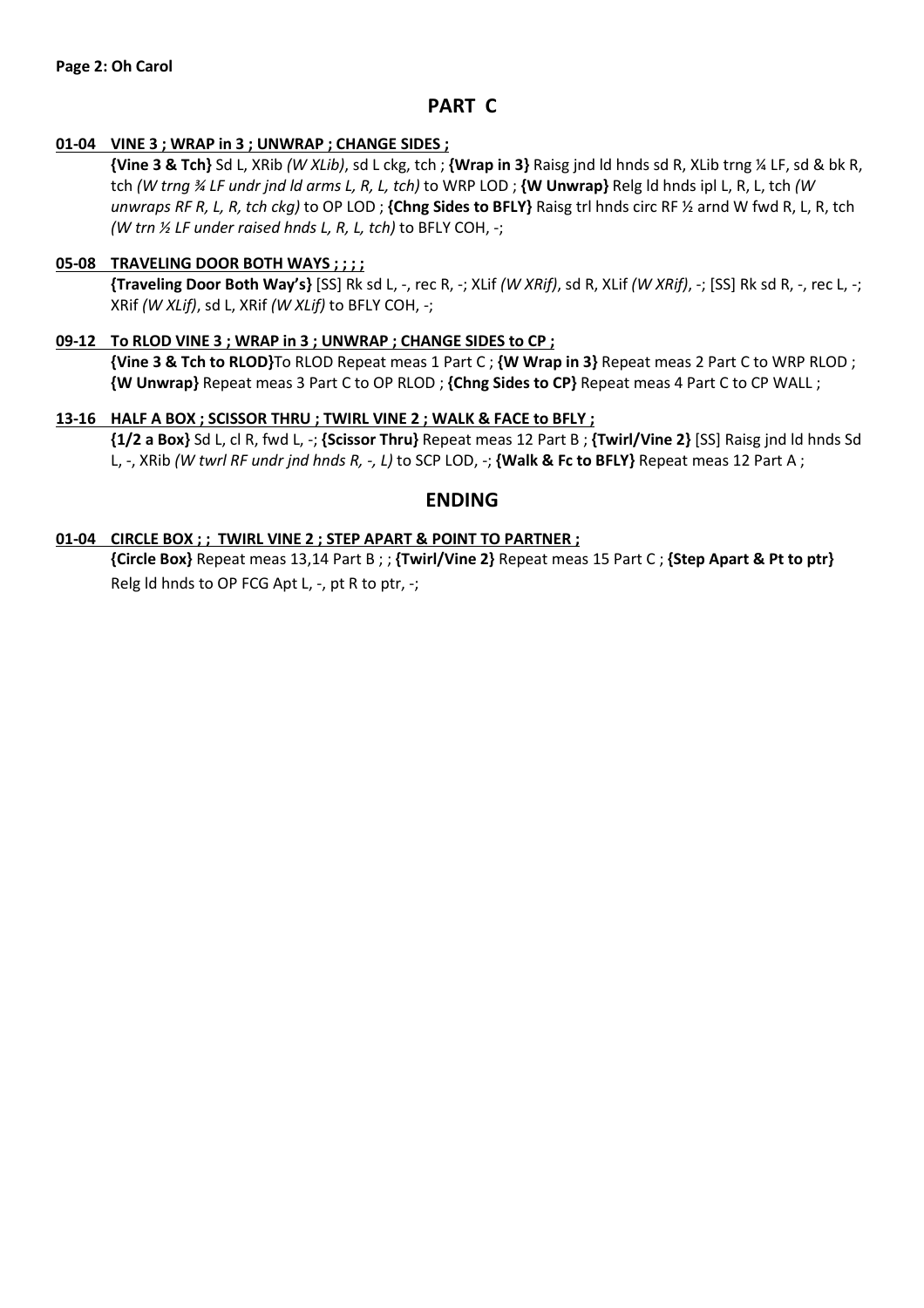**Page 2: Oh Carol**

## PART C

**01-04 VINE 3 ; WRAP in 3 ; UNWRAP ; CHANGE SIDES ;**

**{Vine 3 & Tch}** Sd L, XRib *(W XLib)*, sd L ckg, tch ; **{Wrap in 3}** Raisg jnd ld hnds sd R, XLib trng ¼ LF, sd & bk R, tch *(W trng ¾ LF undr jnd ld arms L, R, L, tch)* to WRP LOD ; **{W Unwrap}** Relg ld hnds ipl L, R, L, tch *(W unwraps RF R, L, R, tch ckg)* to OP LOD ; **{Chng Sides to BFLY}** Raisg trl hnds circ RF ½ arnd W fwd R, L, R, tch *(W trn ½ LF under raised hnds L, R, L, tch)* to BFLY COH, -;

**05-08 TRAVELING DOOR BOTH WAYS ; ; ; ;**

**{Traveling Door Both Way's}** [SS] Rk sd L, -, rec R, -; XLif *(W XRif)*, sd R, XLif *(W XRif)*, -; [SS] Rk sd R, -, rec L, -; XRif *(W XLif)*, sd L, XRif *(W XLif)* to BFLY COH, -;

**09-12 To RLOD VINE 3 ; WRAP in 3 ; UNWRAP ; CHANGE SIDES to CP ;**

**{Vine 3 & Tch to RLOD}**To RLOD Repeat meas 1 Part C ; **{W Wrap in 3}** Repeat meas 2 Part C to WRP RLOD ; **{W Unwrap}** Repeat meas 3 Part C to OP RLOD ; **{Chng Sides to CP}** Repeat meas 4 Part C to CP WALL ;

**13-16 HALF A BOX ; SCISSOR THRU ; TWIRL VINE 2 ; WALK & FACE to BFLY ;**

**{1/2 a Box}** Sd L, cl R, fwd L, -; **{Scissor Thru}** Repeat meas 12 Part B ; **{Twirl/Vine 2}** [SS] Raisg jnd ld hnds Sd L, -, XRib *(W twrl RF undr jnd hnds R, -, L)* to SCP LOD, -; **{Walk & Fc to BFLY}** Repeat meas 12 Part A ;

## ENDING

**01-04 CIRCLE BOX ; ; TWIRL VINE 2 ; STEP APART & POINT TO PARTNER ;**

**{Circle Box}** Repeat meas 13,14 Part B ; ; **{Twirl/Vine 2}** Repeat meas 15 Part C ; **{Step Apart & Pt to ptr}** Relg ld hnds to OP FCG Apt L, -, pt R to ptr, -;